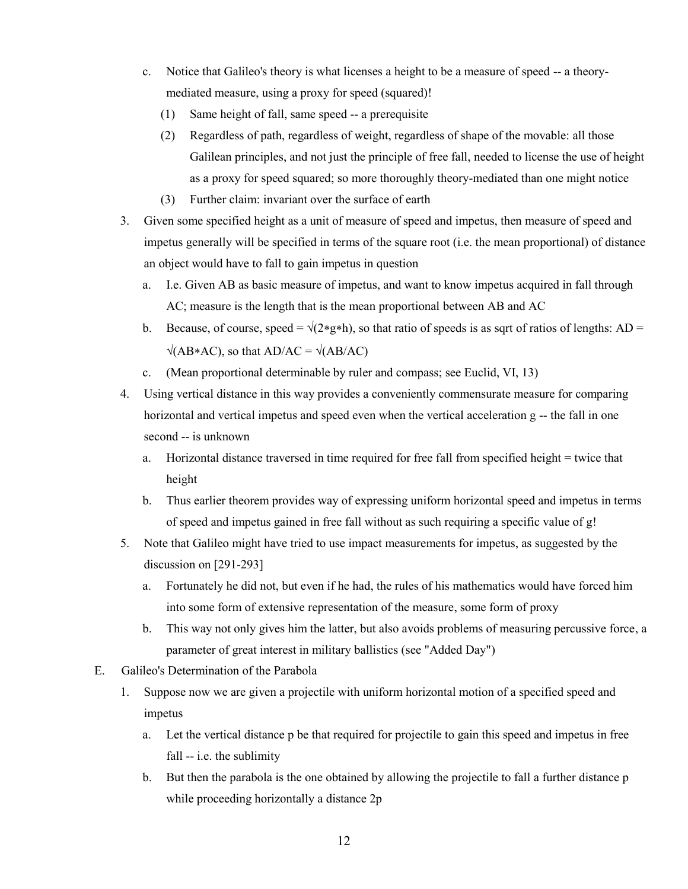c. Notice that Galileo's theory is what licenses a height to be a measure of speed -- a theory-mediated measure, using a proxy for speed (squared)!

   (1) Same height of fall, same speed -- a prerequisite

   (2) Regardless of path, regardless of weight, regardless of shape of the movable: all those Galilean principles, and not just the principle of free fall, needed to license the use of height as a proxy for speed squared; so more thoroughly theory-mediated than one might notice

   (3) Further claim: invariant over the surface of earth

3. Given some specified height as a unit of measure of speed and impetus, then measure of speed and impetus generally will be specified in terms of the square root (i.e. the mean proportional) of distance an object would have to fall to gain impetus in question

   a. I.e. Given AB as basic measure of impetus, and want to know impetus acquired in fall through AC; measure is the length that is the mean proportional between AB and AC

   b. Because, of course, speed = $\sqrt{(2*g*h)}$, so that ratio of speeds is as sqrt of ratios of lengths: $AD = \sqrt{(AB*AC)}$, so that $AD/AC = \sqrt{(AB/AC)}$

   c. (Mean proportional determinable by ruler and compass; see Euclid, VI, 13)

4. Using vertical distance in this way provides a conveniently commensurate measure for comparing horizontal and vertical impetus and speed even when the vertical acceleration g -- the fall in one second -- is unknown

   a. Horizontal distance traversed in time required for free fall from specified height = twice that height

   b. Thus earlier theorem provides way of expressing uniform horizontal speed and impetus in terms of speed and impetus gained in free fall without as such requiring a specific value of g!

5. Note that Galileo might have tried to use impact measurements for impetus, as suggested by the discussion on [291-293]

   a. Fortunately he did not, but even if he had, the rules of his mathematics would have forced him into some form of extensive representation of the measure, some form of proxy

   b. This way not only gives him the latter, but also avoids problems of measuring percussive force, a parameter of great interest in military ballistics (see "Added Day")

E. Galileo's Determination of the Parabola

1. Suppose now we are given a projectile with uniform horizontal motion of a specified speed and impetus

   a. Let the vertical distance p be that required for projectile to gain this speed and impetus in free fall -- i.e. the sublimity

   b. But then the parabola is the one obtained by allowing the projectile to fall a further distance p while proceeding horizontally a distance 2p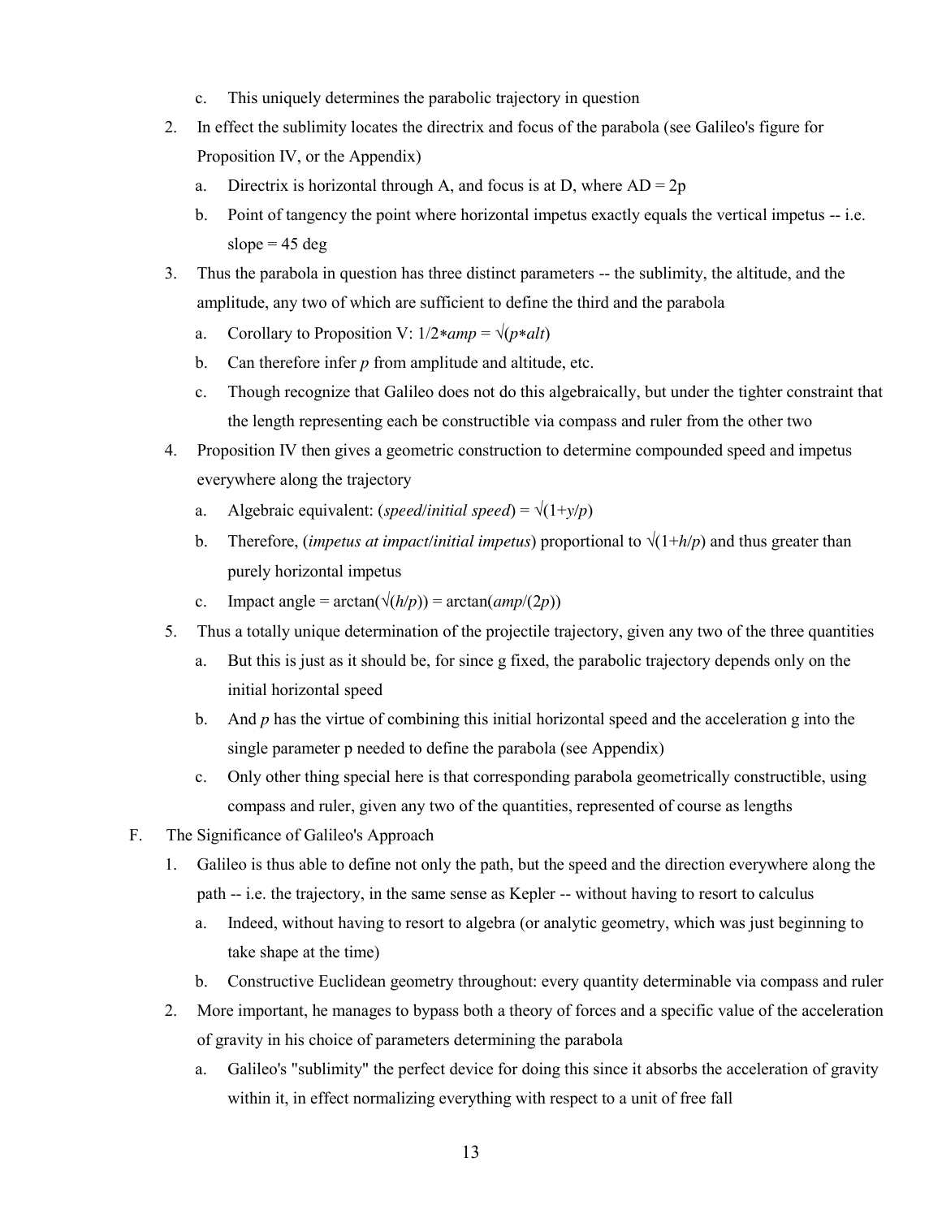c. This uniquely determines the parabolic trajectory in question

2. In effect the sublimity locates the directrix and focus of the parabola (see Galileo's figure for Proposition IV, or the Appendix)
   a. Directrix is horizontal through A, and focus is at D, where AD = 2p
   b. Point of tangency the point where horizontal impetus exactly equals the vertical impetus -- i.e. slope = 45 deg

3. Thus the parabola in question has three distinct parameters -- the sublimity, the altitude, and the amplitude, any two of which are sufficient to define the third and the parabola
   a. Corollary to Proposition V: $1/2 * amp = \sqrt{(p * alt)}$
   b. Can therefore infer $p$ from amplitude and altitude, etc.
   c. Though recognize that Galileo does not do this algebraically, but under the tighter constraint that the length representing each be constructible via compass and ruler from the other two

4. Proposition IV then gives a geometric construction to determine compounded speed and impetus everywhere along the trajectory
   a. Algebraic equivalent: $(speed/initial\ speed) = \sqrt{(1+y/p)}$
   b. Therefore, (*impetus at impact*/*initial impetus*) proportional to $\sqrt{(1+h/p)}$ and thus greater than purely horizontal impetus
   c. Impact angle = $\arctan(\sqrt{(h/p)}) = \arctan(amp/(2p))$

5. Thus a totally unique determination of the projectile trajectory, given any two of the three quantities
   a. But this is just as it should be, for since g fixed, the parabolic trajectory depends only on the initial horizontal speed
   b. And $p$ has the virtue of combining this initial horizontal speed and the acceleration g into the single parameter p needed to define the parabola (see Appendix)
   c. Only other thing special here is that corresponding parabola geometrically constructible, using compass and ruler, given any two of the quantities, represented of course as lengths

F. The Significance of Galileo's Approach

1. Galileo is thus able to define not only the path, but the speed and the direction everywhere along the path -- i.e. the trajectory, in the same sense as Kepler -- without having to resort to calculus
   a. Indeed, without having to resort to algebra (or analytic geometry, which was just beginning to take shape at the time)
   b. Constructive Euclidean geometry throughout: every quantity determinable via compass and ruler

2. More important, he manages to bypass both a theory of forces and a specific value of the acceleration of gravity in his choice of parameters determining the parabola
   a. Galileo's "sublimity" the perfect device for doing this since it absorbs the acceleration of gravity within it, in effect normalizing everything with respect to a unit of free fall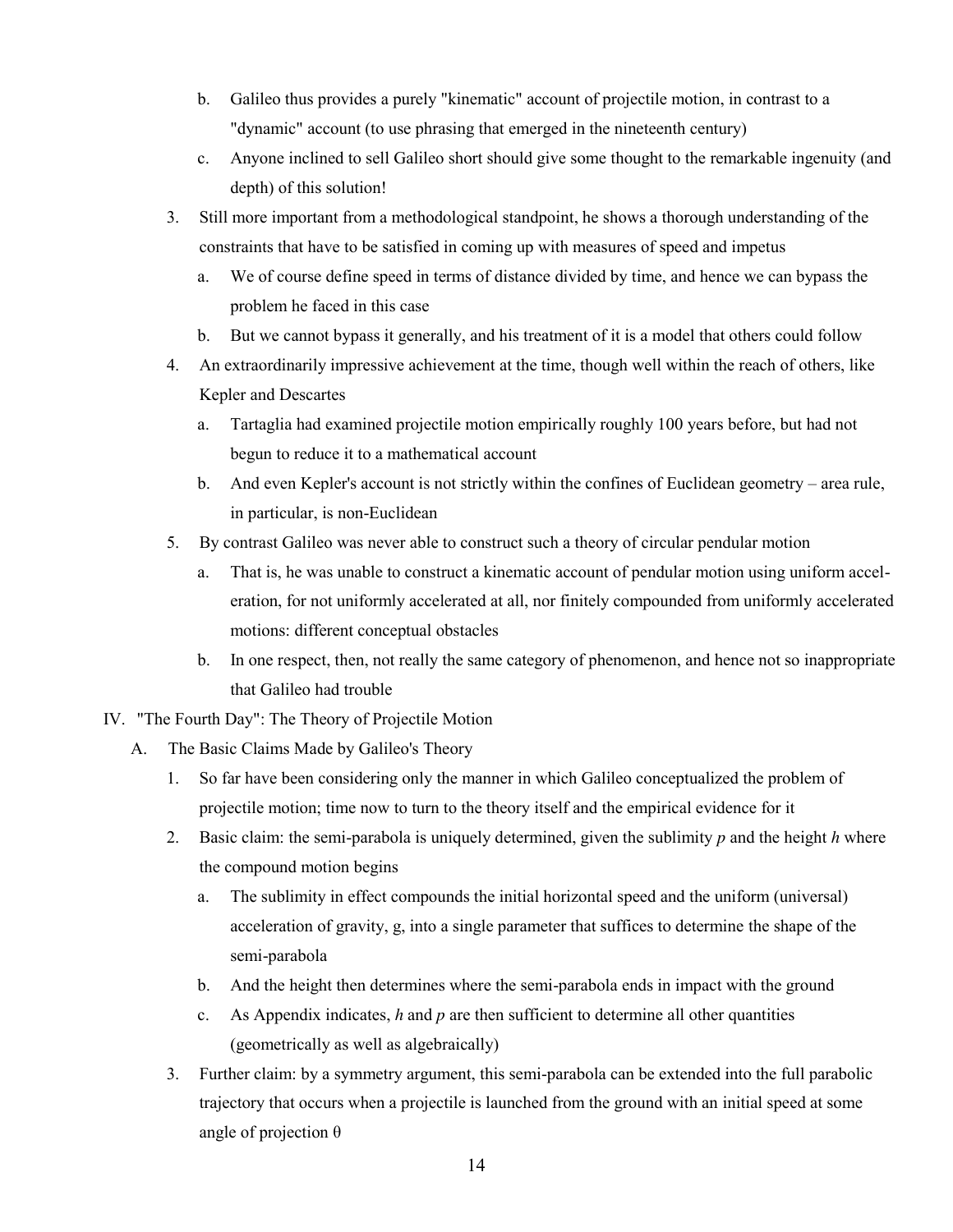b. Galileo thus provides a purely "kinematic" account of projectile motion, in contrast to a "dynamic" account (to use phrasing that emerged in the nineteenth century)
   c. Anyone inclined to sell Galileo short should give some thought to the remarkable ingenuity (and depth) of this solution!

3. Still more important from a methodological standpoint, he shows a thorough understanding of the constraints that have to be satisfied in coming up with measures of speed and impetus
   a. We of course define speed in terms of distance divided by time, and hence we can bypass the problem he faced in this case
   b. But we cannot bypass it generally, and his treatment of it is a model that others could follow
4. An extraordinarily impressive achievement at the time, though well within the reach of others, like Kepler and Descartes
   a. Tartaglia had examined projectile motion empirically roughly 100 years before, but had not begun to reduce it to a mathematical account
   b. And even Kepler's account is not strictly within the confines of Euclidean geometry – area rule, in particular, is non-Euclidean
5. By contrast Galileo was never able to construct such a theory of circular pendular motion
   a. That is, he was unable to construct a kinematic account of pendular motion using uniform acceleration, for not uniformly accelerated at all, nor finitely compounded from uniformly accelerated motions: different conceptual obstacles
   b. In one respect, then, not really the same category of phenomenon, and hence not so inappropriate that Galileo had trouble

IV. "The Fourth Day": The Theory of Projectile Motion

A. The Basic Claims Made by Galileo's Theory

1. So far have been considering only the manner in which Galileo conceptualized the problem of projectile motion; time now to turn to the theory itself and the empirical evidence for it
2. Basic claim: the semi-parabola is uniquely determined, given the sublimity $p$ and the height $h$ where the compound motion begins
   a. The sublimity in effect compounds the initial horizontal speed and the uniform (universal) acceleration of gravity, g, into a single parameter that suffices to determine the shape of the semi-parabola
   b. And the height then determines where the semi-parabola ends in impact with the ground
   c. As Appendix indicates, $h$ and $p$ are then sufficient to determine all other quantities (geometrically as well as algebraically)
3. Further claim: by a symmetry argument, this semi-parabola can be extended into the full parabolic trajectory that occurs when a projectile is launched from the ground with an initial speed at some angle of projection $\theta$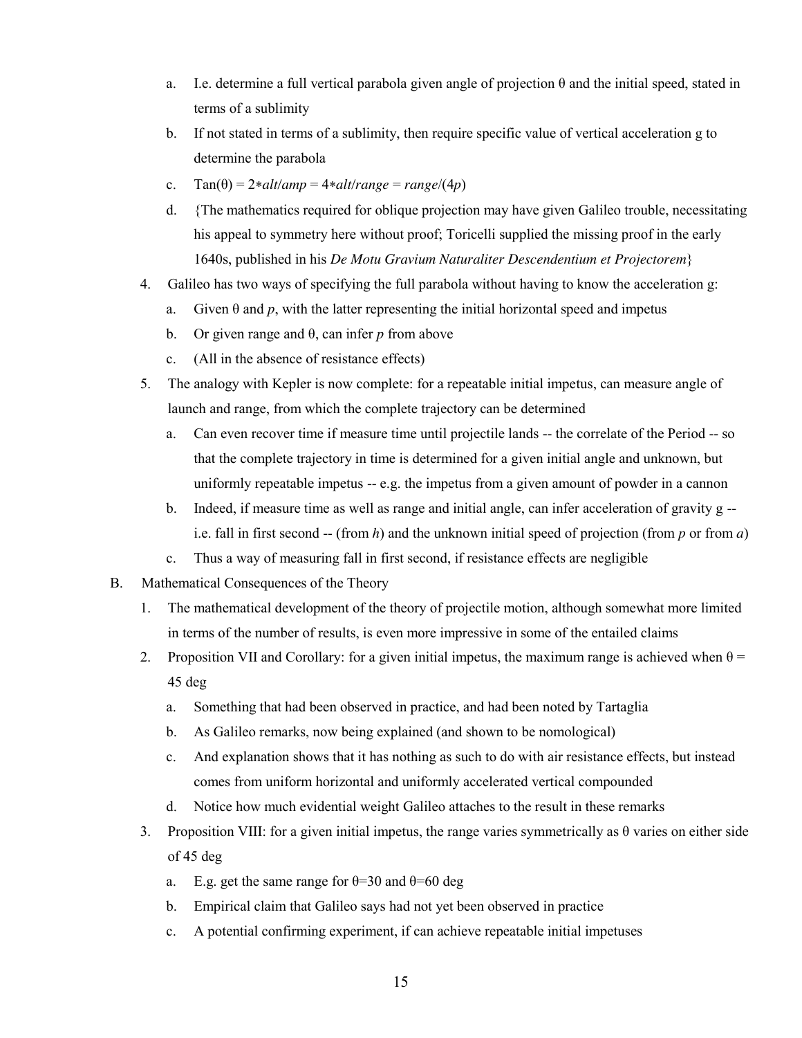a. I.e. determine a full vertical parabola given angle of projection θ and the initial speed, stated in terms of a sublimity
   b. If not stated in terms of a sublimity, then require specific value of vertical acceleration g to determine the parabola
   c. $\text{Tan}(\theta) = 2*alt/amp = 4*alt/range = range/(4p)$
   d. {The mathematics required for oblique projection may have given Galileo trouble, necessitating his appeal to symmetry here without proof; Toricelli supplied the missing proof in the early 1640s, published in his *De Motu Gravium Naturaliter Descendentium et Projectorem*}
4. Galileo has two ways of specifying the full parabola without having to know the acceleration g:
   a. Given θ and *p*, with the latter representing the initial horizontal speed and impetus
   b. Or given range and θ, can infer *p* from above
   c. (All in the absence of resistance effects)
5. The analogy with Kepler is now complete: for a repeatable initial impetus, can measure angle of launch and range, from which the complete trajectory can be determined
   a. Can even recover time if measure time until projectile lands -- the correlate of the Period -- so that the complete trajectory in time is determined for a given initial angle and unknown, but uniformly repeatable impetus -- e.g. the impetus from a given amount of powder in a cannon
   b. Indeed, if measure time as well as range and initial angle, can infer acceleration of gravity g -- i.e. fall in first second -- (from *h*) and the unknown initial speed of projection (from *p* or from *a*)
   c. Thus a way of measuring fall in first second, if resistance effects are negligible

B. Mathematical Consequences of the Theory

1. The mathematical development of the theory of projectile motion, although somewhat more limited in terms of the number of results, is even more impressive in some of the entailed claims
2. Proposition VII and Corollary: for a given initial impetus, the maximum range is achieved when θ = 45 deg
   a. Something that had been observed in practice, and had been noted by Tartaglia
   b. As Galileo remarks, now being explained (and shown to be nomological)
   c. And explanation shows that it has nothing as such to do with air resistance effects, but instead comes from uniform horizontal and uniformly accelerated vertical compounded
   d. Notice how much evidential weight Galileo attaches to the result in these remarks
3. Proposition VIII: for a given initial impetus, the range varies symmetrically as θ varies on either side of 45 deg
   a. E.g. get the same range for θ=30 and θ=60 deg
   b. Empirical claim that Galileo says had not yet been observed in practice
   c. A potential confirming experiment, if can achieve repeatable initial impetuses